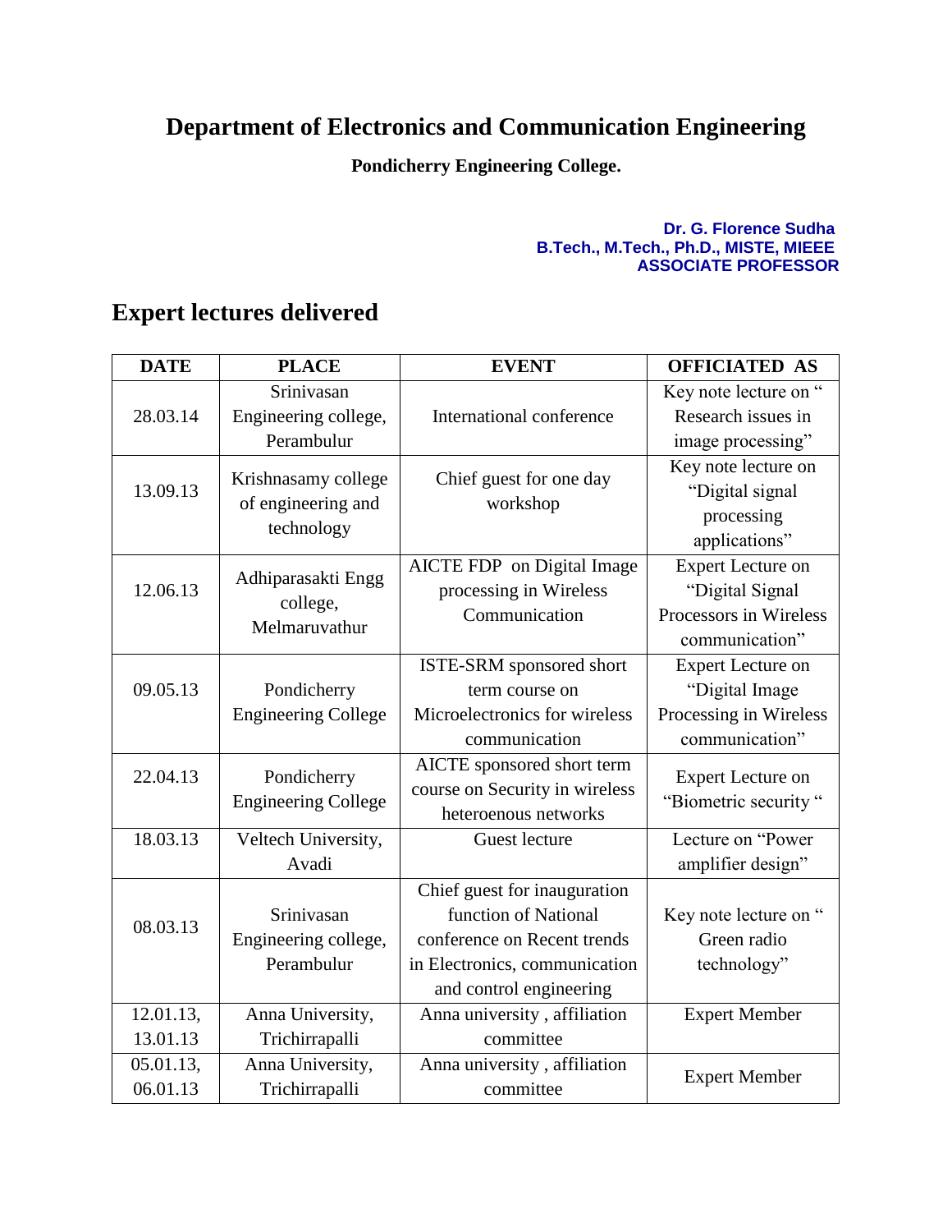# Department of Electronics and Communication Engineering

**Pondicherry Engineering College.**

**Dr. G. Florence Sudha**
**B.Tech., M.Tech., Ph.D., MISTE, MIEEE**
**ASSOCIATE PROFESSOR**

## Expert lectures delivered

| DATE | PLACE | EVENT | OFFICIATED AS |
|---|---|---|---|
| 28.03.14 | Srinivasan Engineering college, Perambulur | International conference | Key note lecture on " Research issues in image processing" |
| 13.09.13 | Krishnasamy college of engineering and technology | Chief guest for one day workshop | Key note lecture on "Digital signal processing applications" |
| 12.06.13 | Adhiparasakti Engg college, Melmaruvathur | AICTE FDP on Digital Image processing in Wireless Communication | Expert Lecture on "Digital Signal Processors in Wireless communication" |
| 09.05.13 | Pondicherry Engineering College | ISTE-SRM sponsored short term course on Microelectronics for wireless communication | Expert Lecture on "Digital Image Processing in Wireless communication" |
| 22.04.13 | Pondicherry Engineering College | AICTE sponsored short term course on Security in wireless heteroenous networks | Expert Lecture on "Biometric security " |
| 18.03.13 | Veltech University, Avadi | Guest lecture | Lecture on "Power amplifier design" |
| 08.03.13 | Srinivasan Engineering college, Perambulur | Chief guest for inauguration function of National conference on Recent trends in Electronics, communication and control engineering | Key note lecture on " Green radio technology" |
| 12.01.13, 13.01.13 | Anna University, Trichirrapalli | Anna university , affiliation committee | Expert Member |
| 05.01.13, 06.01.13 | Anna University, Trichirrapalli | Anna university , affiliation committee | Expert Member |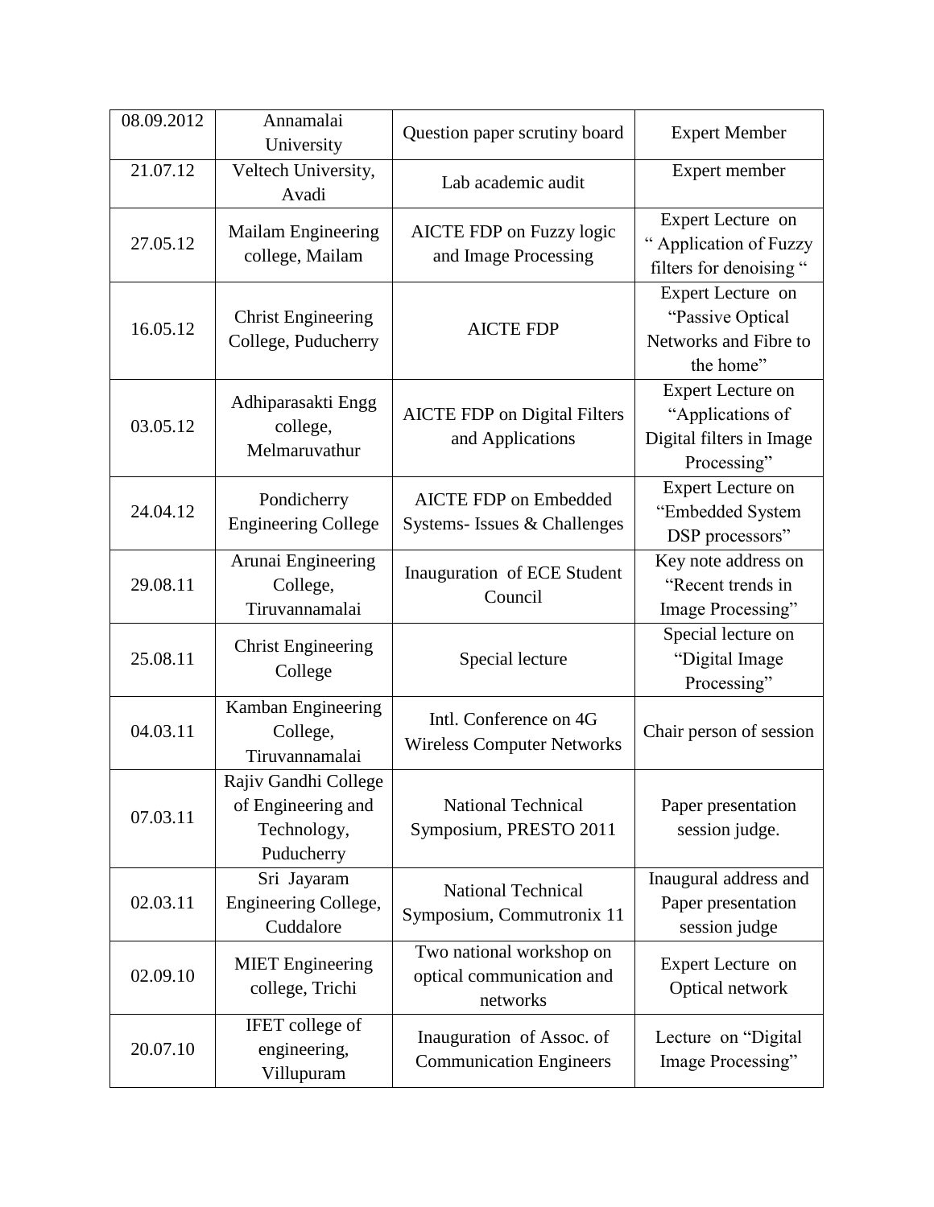| 08.09.2012 | Annamalai University | Question paper scrutiny board | Expert Member |
|---|---|---|---|
| 21.07.12 | Veltech University, Avadi | Lab academic audit | Expert member |
| 27.05.12 | Mailam Engineering college, Mailam | AICTE FDP on Fuzzy logic and Image Processing | Expert Lecture on " Application of Fuzzy filters for denoising " |
| 16.05.12 | Christ Engineering College, Puducherry | AICTE FDP | Expert Lecture on "Passive Optical Networks and Fibre to the home" |
| 03.05.12 | Adhiparasakti Engg college, Melmaruvathur | AICTE FDP on Digital Filters and Applications | Expert Lecture on "Applications of Digital filters in Image Processing" |
| 24.04.12 | Pondicherry Engineering College | AICTE FDP on Embedded Systems- Issues & Challenges | Expert Lecture on "Embedded System DSP processors" |
| 29.08.11 | Arunai Engineering College, Tiruvannamalai | Inauguration of ECE Student Council | Key note address on "Recent trends in Image Processing" |
| 25.08.11 | Christ Engineering College | Special lecture | Special lecture on "Digital Image Processing" |
| 04.03.11 | Kamban Engineering College, Tiruvannamalai | Intl. Conference on 4G Wireless Computer Networks | Chair person of session |
| 07.03.11 | Rajiv Gandhi College of Engineering and Technology, Puducherry | National Technical Symposium, PRESTO 2011 | Paper presentation session judge. |
| 02.03.11 | Sri Jayaram Engineering College, Cuddalore | National Technical Symposium, Commutronix 11 | Inaugural address and Paper presentation session judge |
| 02.09.10 | MIET Engineering college, Trichi | Two national workshop on optical communication and networks | Expert Lecture on Optical network |
| 20.07.10 | IFET college of engineering, Villupuram | Inauguration of Assoc. of Communication Engineers | Lecture on "Digital Image Processing" |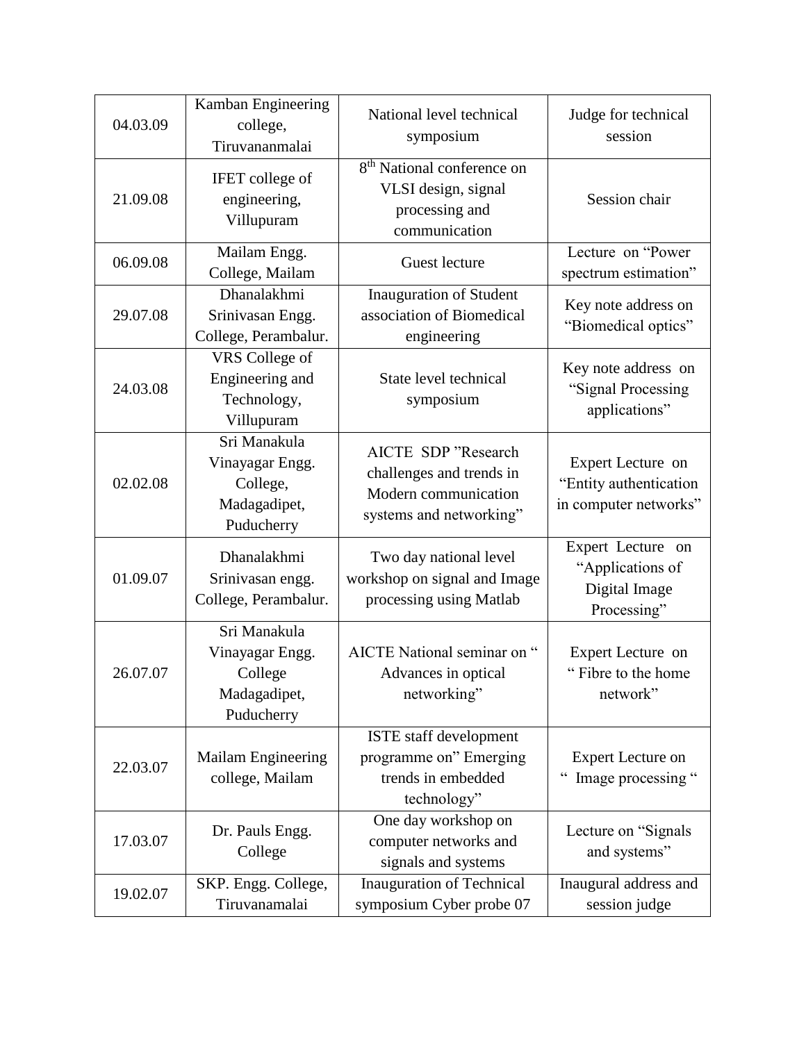| 04.03.09 | Kamban Engineering college, Tiruvananmalai | National level technical symposium | Judge for technical session |
|---|---|---|---|
| 21.09.08 | IFET college of engineering, Villupuram | 8th National conference on VLSI design, signal processing and communication | Session chair |
| 06.09.08 | Mailam Engg. College, Mailam | Guest lecture | Lecture on "Power spectrum estimation" |
| 29.07.08 | Dhanalakhmi Srinivasan Engg. College, Perambalur. | Inauguration of Student association of Biomedical engineering | Key note address on "Biomedical optics" |
| 24.03.08 | VRS College of Engineering and Technology, Villupuram | State level technical symposium | Key note address on "Signal Processing applications" |
| 02.02.08 | Sri Manakula Vinayagar Engg. College, Madagadipet, Puducherry | AICTE SDP "Research challenges and trends in Modern communication systems and networking" | Expert Lecture on "Entity authentication in computer networks" |
| 01.09.07 | Dhanalakhmi Srinivasan engg. College, Perambalur. | Two day national level workshop on signal and Image processing using Matlab | Expert Lecture on "Applications of Digital Image Processing" |
| 26.07.07 | Sri Manakula Vinayagar Engg. College Madagadipet, Puducherry | AICTE National seminar on " Advances in optical networking" | Expert Lecture on " Fibre to the home network" |
| 22.03.07 | Mailam Engineering college, Mailam | ISTE staff development programme on" Emerging trends in embedded technology" | Expert Lecture on " Image processing " |
| 17.03.07 | Dr. Pauls Engg. College | One day workshop on computer networks and signals and systems | Lecture on "Signals and systems" |
| 19.02.07 | SKP. Engg. College, Tiruvanamalai | Inauguration of Technical symposium Cyber probe 07 | Inaugural address and session judge |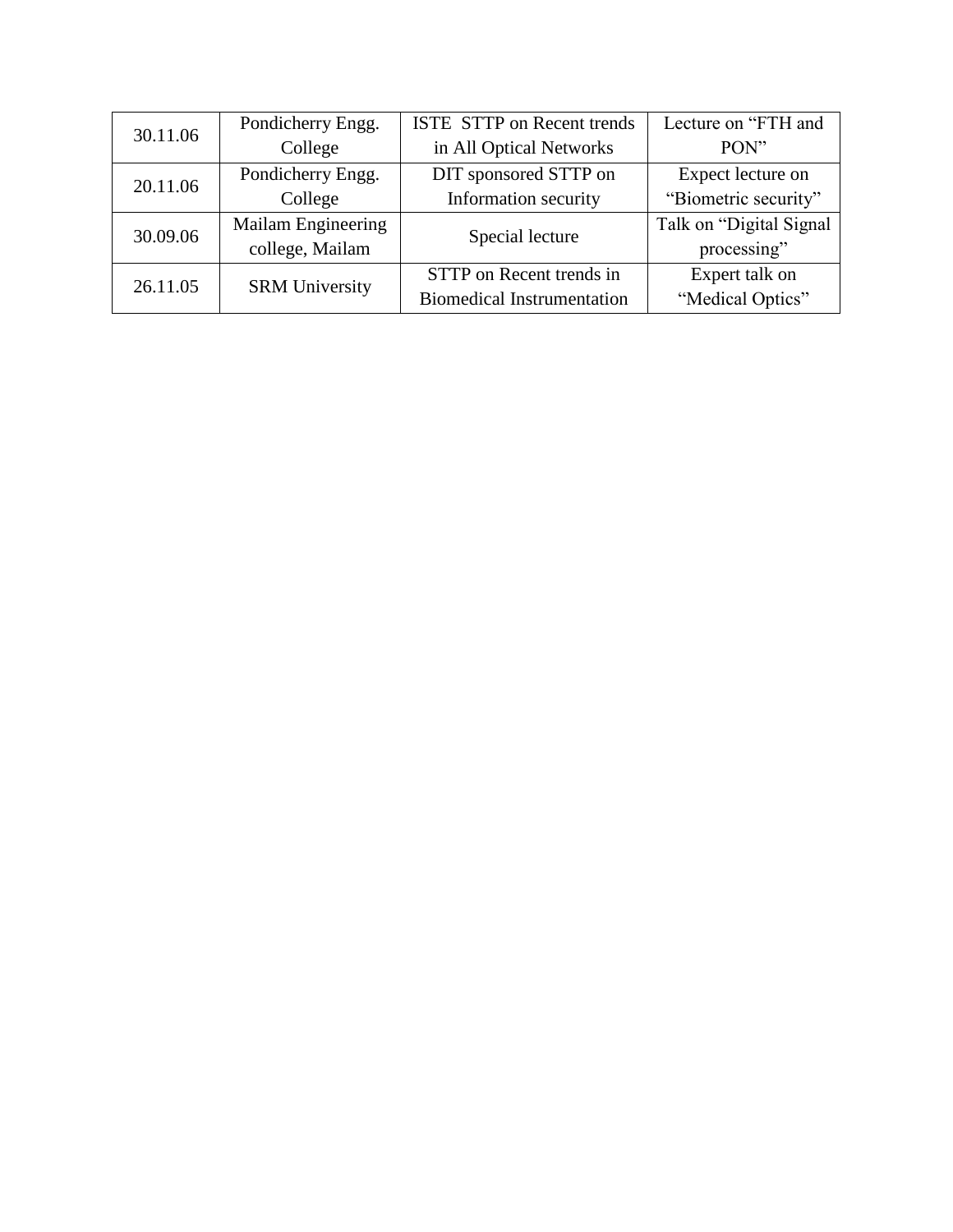| | | | |
|---|---|---|---|
| 30.11.06 | Pondicherry Engg. College | ISTE STTP on Recent trends in All Optical Networks | Lecture on "FTH and PON" |
| 20.11.06 | Pondicherry Engg. College | DIT sponsored STTP on Information security | Expect lecture on "Biometric security" |
| 30.09.06 | Mailam Engineering college, Mailam | Special lecture | Talk on "Digital Signal processing" |
| 26.11.05 | SRM University | STTP on Recent trends in Biomedical Instrumentation | Expert talk on "Medical Optics" |